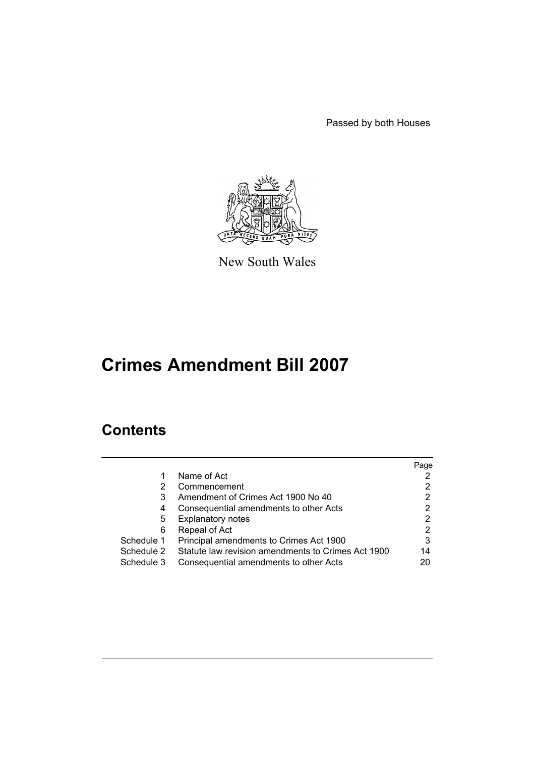Passed by both Houses

New South Wales

# Crimes Amendment Bill 2007

## Contents

| | | Page |
|---|---|---|
| 1 | Name of Act | 2 |
| 2 | Commencement | 2 |
| 3 | Amendment of Crimes Act 1900 No 40 | 2 |
| 4 | Consequential amendments to other Acts | 2 |
| 5 | Explanatory notes | 2 |
| 6 | Repeal of Act | 2 |
| Schedule 1 | Principal amendments to Crimes Act 1900 | 3 |
| Schedule 2 | Statute law revision amendments to Crimes Act 1900 | 14 |
| Schedule 3 | Consequential amendments to other Acts | 20 |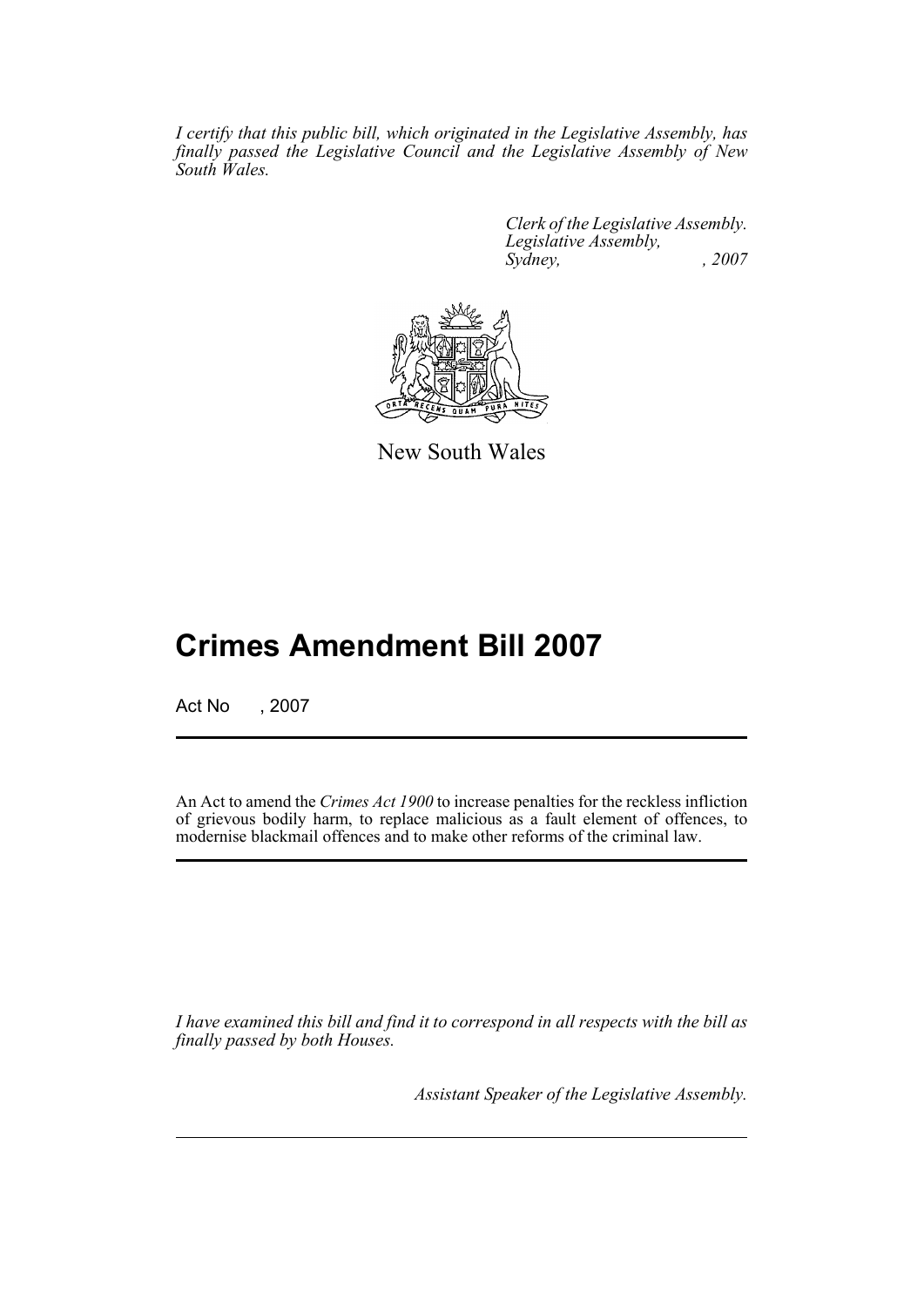*I certify that this public bill, which originated in the Legislative Assembly, has finally passed the Legislative Council and the Legislative Assembly of New South Wales.*

*Clerk of the Legislative Assembly.*
*Legislative Assembly,*
*Sydney, , 2007*

New South Wales

# Crimes Amendment Bill 2007

Act No , 2007

An Act to amend the *Crimes Act 1900* to increase penalties for the reckless infliction of grievous bodily harm, to replace malicious as a fault element of offences, to modernise blackmail offences and to make other reforms of the criminal law.

*I have examined this bill and find it to correspond in all respects with the bill as finally passed by both Houses.*

*Assistant Speaker of the Legislative Assembly.*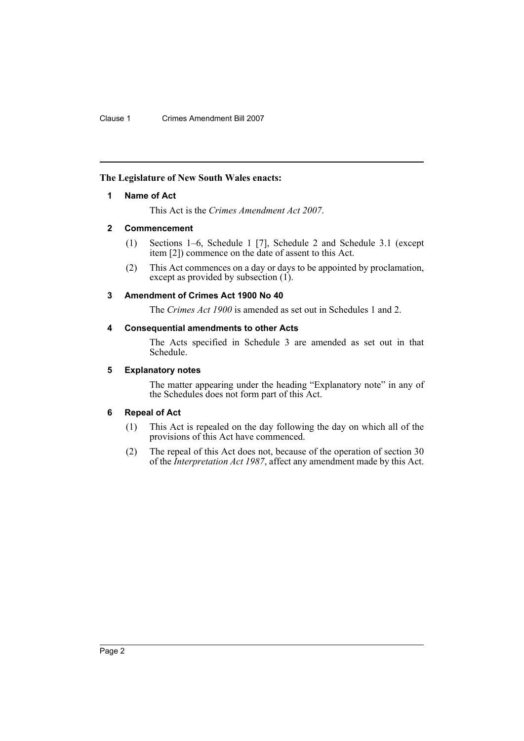**The Legislature of New South Wales enacts:**

## 1 Name of Act

This Act is the *Crimes Amendment Act 2007*.

## 2 Commencement

(1) Sections 1–6, Schedule 1 [7], Schedule 2 and Schedule 3.1 (except item [2]) commence on the date of assent to this Act.

(2) This Act commences on a day or days to be appointed by proclamation, except as provided by subsection (1).

## 3 Amendment of Crimes Act 1900 No 40

The *Crimes Act 1900* is amended as set out in Schedules 1 and 2.

## 4 Consequential amendments to other Acts

The Acts specified in Schedule 3 are amended as set out in that Schedule.

## 5 Explanatory notes

The matter appearing under the heading "Explanatory note" in any of the Schedules does not form part of this Act.

## 6 Repeal of Act

(1) This Act is repealed on the day following the day on which all of the provisions of this Act have commenced.

(2) The repeal of this Act does not, because of the operation of section 30 of the *Interpretation Act 1987*, affect any amendment made by this Act.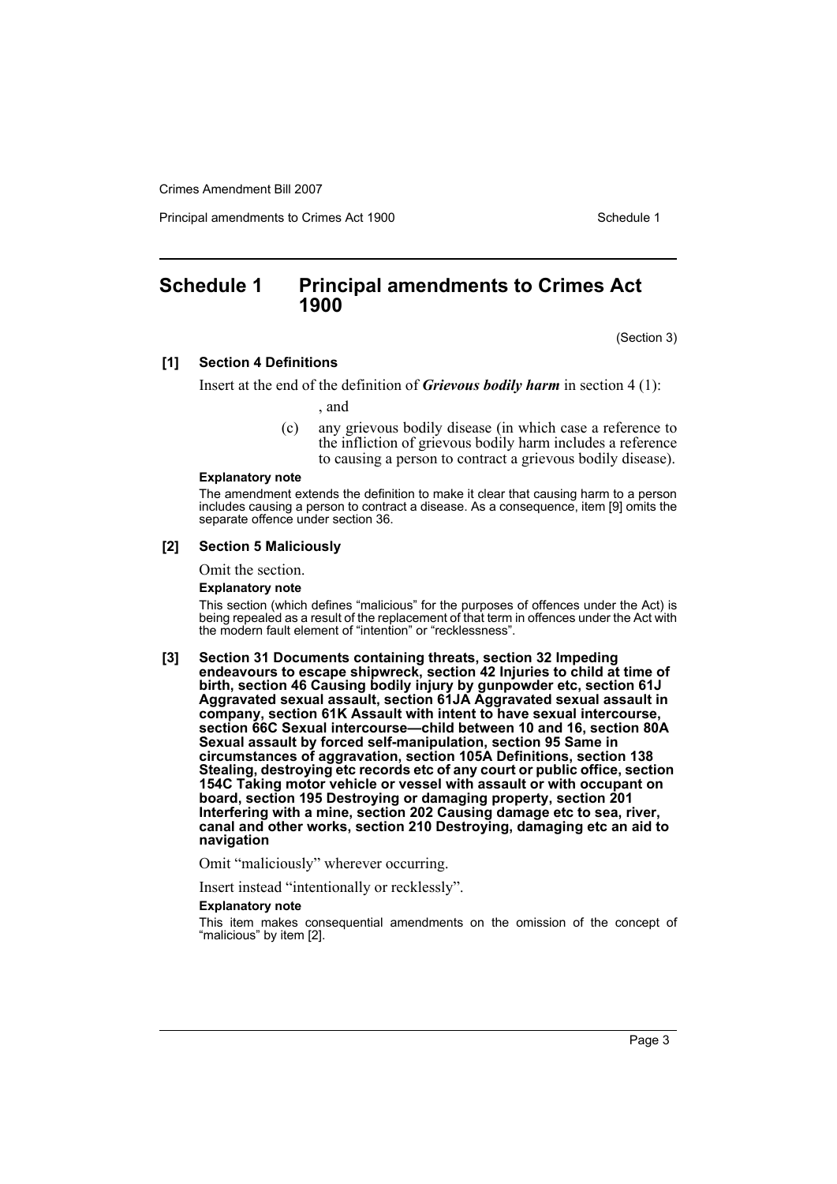# Schedule 1 Principal amendments to Crimes Act 1900

(Section 3)

**[1] Section 4 Definitions**

Insert at the end of the definition of ***Grievous bodily harm*** in section 4 (1):

, and

(c) any grievous bodily disease (in which case a reference to the infliction of grievous bodily harm includes a reference to causing a person to contract a grievous bodily disease).

**Explanatory note**

The amendment extends the definition to make it clear that causing harm to a person includes causing a person to contract a disease. As a consequence, item [9] omits the separate offence under section 36.

**[2] Section 5 Maliciously**

Omit the section.

**Explanatory note**

This section (which defines "malicious" for the purposes of offences under the Act) is being repealed as a result of the replacement of that term in offences under the Act with the modern fault element of "intention" or "recklessness".

**[3] Section 31 Documents containing threats, section 32 Impeding endeavours to escape shipwreck, section 42 Injuries to child at time of birth, section 46 Causing bodily injury by gunpowder etc, section 61J Aggravated sexual assault, section 61JA Aggravated sexual assault in company, section 61K Assault with intent to have sexual intercourse, section 66C Sexual intercourse—child between 10 and 16, section 80A Sexual assault by forced self-manipulation, section 95 Same in circumstances of aggravation, section 105A Definitions, section 138 Stealing, destroying etc records etc of any court or public office, section 154C Taking motor vehicle or vessel with assault or with occupant on board, section 195 Destroying or damaging property, section 201 Interfering with a mine, section 202 Causing damage etc to sea, river, canal and other works, section 210 Destroying, damaging etc an aid to navigation**

Omit "maliciously" wherever occurring.

Insert instead "intentionally or recklessly".

**Explanatory note**

This item makes consequential amendments on the omission of the concept of "malicious" by item [2].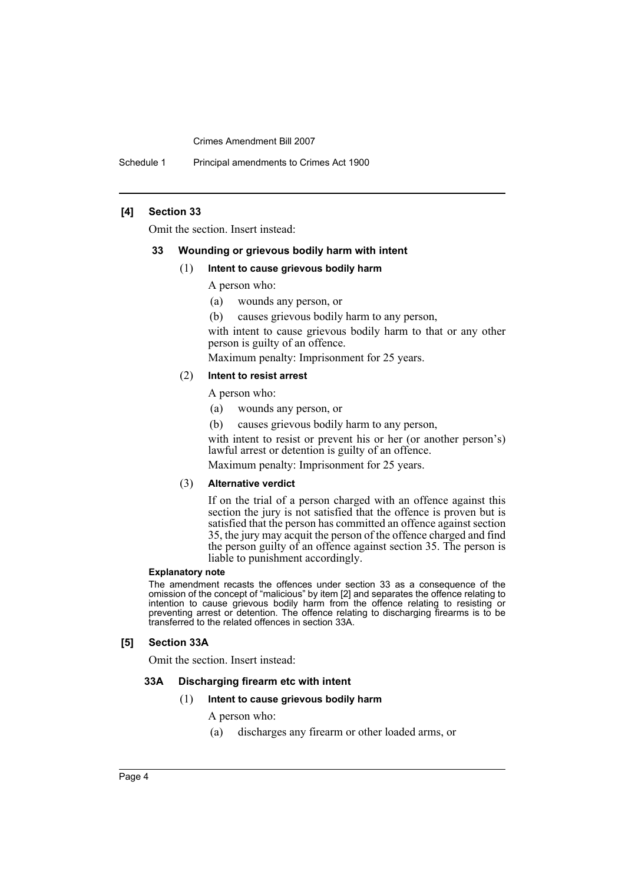### [4] Section 33

Omit the section. Insert instead:

#### 33 Wounding or grievous bodily harm with intent

(1) **Intent to cause grievous bodily harm**

A person who:

(a) wounds any person, or

(b) causes grievous bodily harm to any person,

with intent to cause grievous bodily harm to that or any other person is guilty of an offence.

Maximum penalty: Imprisonment for 25 years.

(2) **Intent to resist arrest**

A person who:

(a) wounds any person, or

(b) causes grievous bodily harm to any person,

with intent to resist or prevent his or her (or another person's) lawful arrest or detention is guilty of an offence.

Maximum penalty: Imprisonment for 25 years.

(3) **Alternative verdict**

If on the trial of a person charged with an offence against this section the jury is not satisfied that the offence is proven but is satisfied that the person has committed an offence against section 35, the jury may acquit the person of the offence charged and find the person guilty of an offence against section 35. The person is liable to punishment accordingly.

**Explanatory note**

The amendment recasts the offences under section 33 as a consequence of the omission of the concept of "malicious" by item [2] and separates the offence relating to intention to cause grievous bodily harm from the offence relating to resisting or preventing arrest or detention. The offence relating to discharging firearms is to be transferred to the related offences in section 33A.

### [5] Section 33A

Omit the section. Insert instead:

#### 33A Discharging firearm etc with intent

(1) **Intent to cause grievous bodily harm**

A person who:

(a) discharges any firearm or other loaded arms, or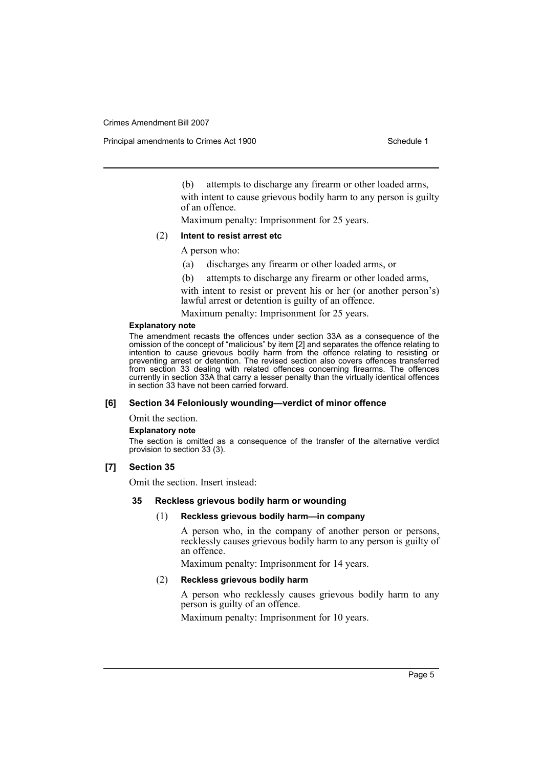(b) attempts to discharge any firearm or other loaded arms,

with intent to cause grievous bodily harm to any person is guilty of an offence.

Maximum penalty: Imprisonment for 25 years.

(2) **Intent to resist arrest etc**

A person who:

(a) discharges any firearm or other loaded arms, or

(b) attempts to discharge any firearm or other loaded arms,

with intent to resist or prevent his or her (or another person's) lawful arrest or detention is guilty of an offence.

Maximum penalty: Imprisonment for 25 years.

**Explanatory note**

The amendment recasts the offences under section 33A as a consequence of the omission of the concept of "malicious" by item [2] and separates the offence relating to intention to cause grievous bodily harm from the offence relating to resisting or preventing arrest or detention. The revised section also covers offences transferred from section 33 dealing with related offences concerning firearms. The offences currently in section 33A that carry a lesser penalty than the virtually identical offences in section 33 have not been carried forward.

### [6] Section 34 Feloniously wounding—verdict of minor offence

Omit the section.

**Explanatory note**

The section is omitted as a consequence of the transfer of the alternative verdict provision to section 33 (3).

### [7] Section 35

Omit the section. Insert instead:

#### 35 Reckless grievous bodily harm or wounding

(1) **Reckless grievous bodily harm—in company**

A person who, in the company of another person or persons, recklessly causes grievous bodily harm to any person is guilty of an offence.

Maximum penalty: Imprisonment for 14 years.

(2) **Reckless grievous bodily harm**

A person who recklessly causes grievous bodily harm to any person is guilty of an offence.

Maximum penalty: Imprisonment for 10 years.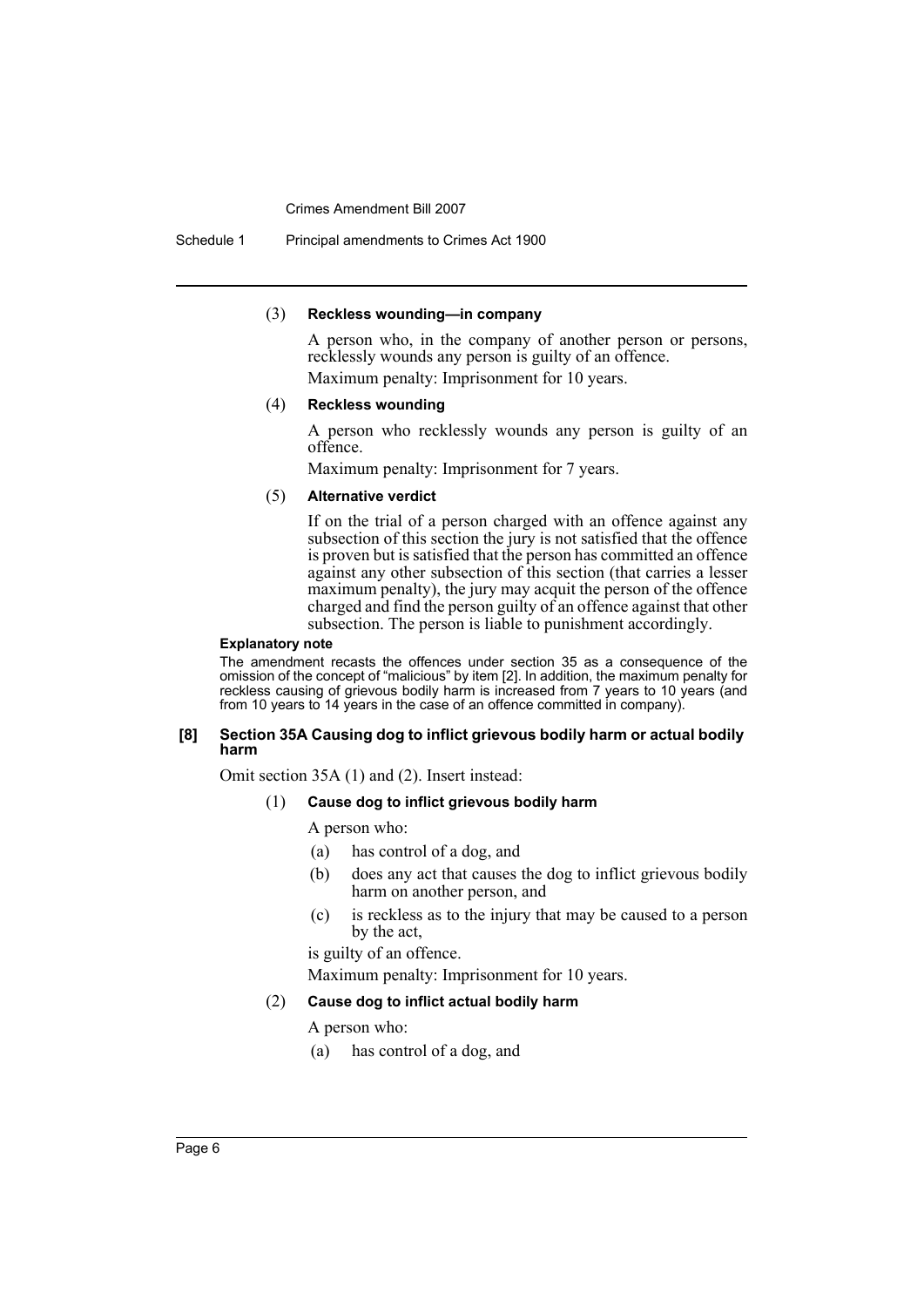(3) **Reckless wounding—in company**

A person who, in the company of another person or persons, recklessly wounds any person is guilty of an offence.

Maximum penalty: Imprisonment for 10 years.

(4) **Reckless wounding**

A person who recklessly wounds any person is guilty of an offence.

Maximum penalty: Imprisonment for 7 years.

(5) **Alternative verdict**

If on the trial of a person charged with an offence against any subsection of this section the jury is not satisfied that the offence is proven but is satisfied that the person has committed an offence against any other subsection of this section (that carries a lesser maximum penalty), the jury may acquit the person of the offence charged and find the person guilty of an offence against that other subsection. The person is liable to punishment accordingly.

**Explanatory note**

The amendment recasts the offences under section 35 as a consequence of the omission of the concept of "malicious" by item [2]. In addition, the maximum penalty for reckless causing of grievous bodily harm is increased from 7 years to 10 years (and from 10 years to 14 years in the case of an offence committed in company).

**[8] Section 35A Causing dog to inflict grievous bodily harm or actual bodily harm**

Omit section 35A (1) and (2). Insert instead:

(1) **Cause dog to inflict grievous bodily harm**

A person who:

(a) has control of a dog, and

(b) does any act that causes the dog to inflict grievous bodily harm on another person, and

(c) is reckless as to the injury that may be caused to a person by the act,

is guilty of an offence.

Maximum penalty: Imprisonment for 10 years.

(2) **Cause dog to inflict actual bodily harm**

A person who:

(a) has control of a dog, and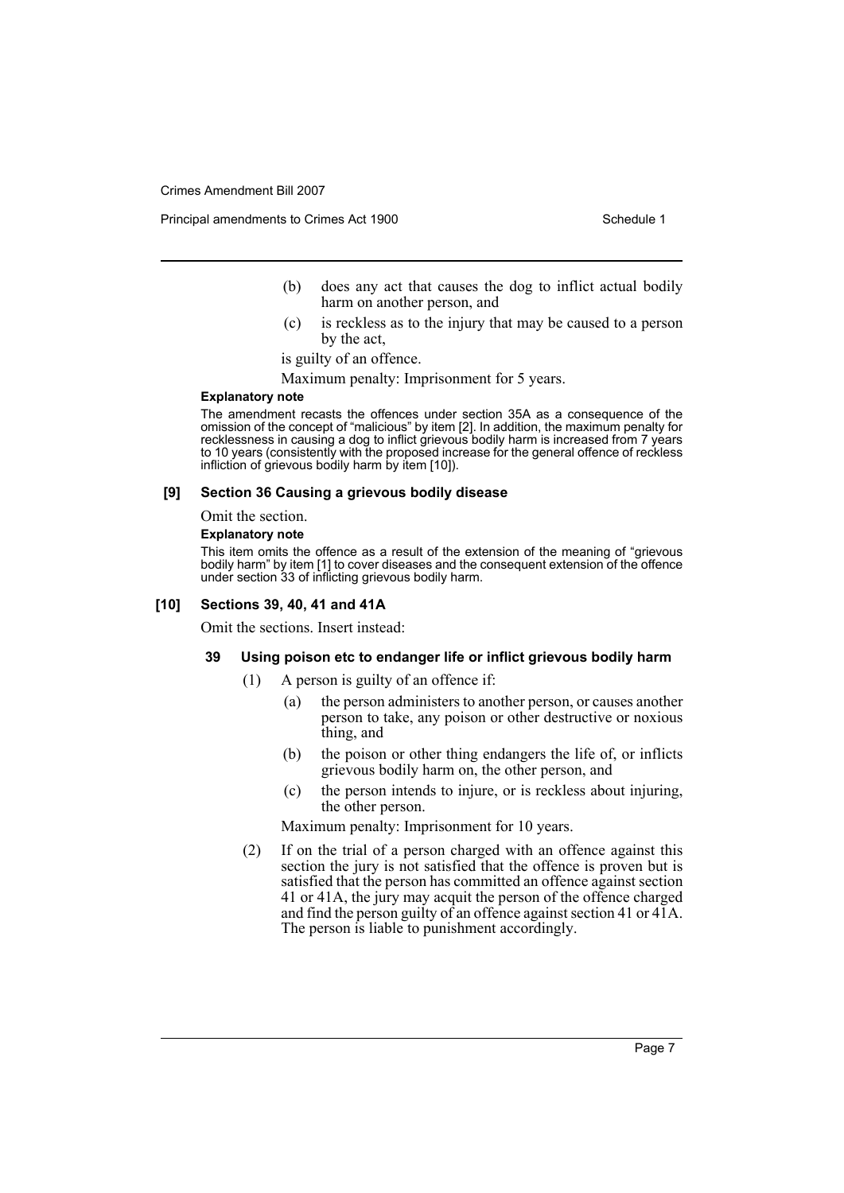(b) does any act that causes the dog to inflict actual bodily harm on another person, and

(c) is reckless as to the injury that may be caused to a person by the act,

is guilty of an offence.

Maximum penalty: Imprisonment for 5 years.

**Explanatory note**

The amendment recasts the offences under section 35A as a consequence of the omission of the concept of "malicious" by item [2]. In addition, the maximum penalty for recklessness in causing a dog to inflict grievous bodily harm is increased from 7 years to 10 years (consistently with the proposed increase for the general offence of reckless infliction of grievous bodily harm by item [10]).

### [9] Section 36 Causing a grievous bodily disease

Omit the section.

**Explanatory note**

This item omits the offence as a result of the extension of the meaning of "grievous bodily harm" by item [1] to cover diseases and the consequent extension of the offence under section 33 of inflicting grievous bodily harm.

### [10] Sections 39, 40, 41 and 41A

Omit the sections. Insert instead:

#### 39 Using poison etc to endanger life or inflict grievous bodily harm

(1) A person is guilty of an offence if:

(a) the person administers to another person, or causes another person to take, any poison or other destructive or noxious thing, and

(b) the poison or other thing endangers the life of, or inflicts grievous bodily harm on, the other person, and

(c) the person intends to injure, or is reckless about injuring, the other person.

Maximum penalty: Imprisonment for 10 years.

(2) If on the trial of a person charged with an offence against this section the jury is not satisfied that the offence is proven but is satisfied that the person has committed an offence against section 41 or 41A, the jury may acquit the person of the offence charged and find the person guilty of an offence against section 41 or 41A. The person is liable to punishment accordingly.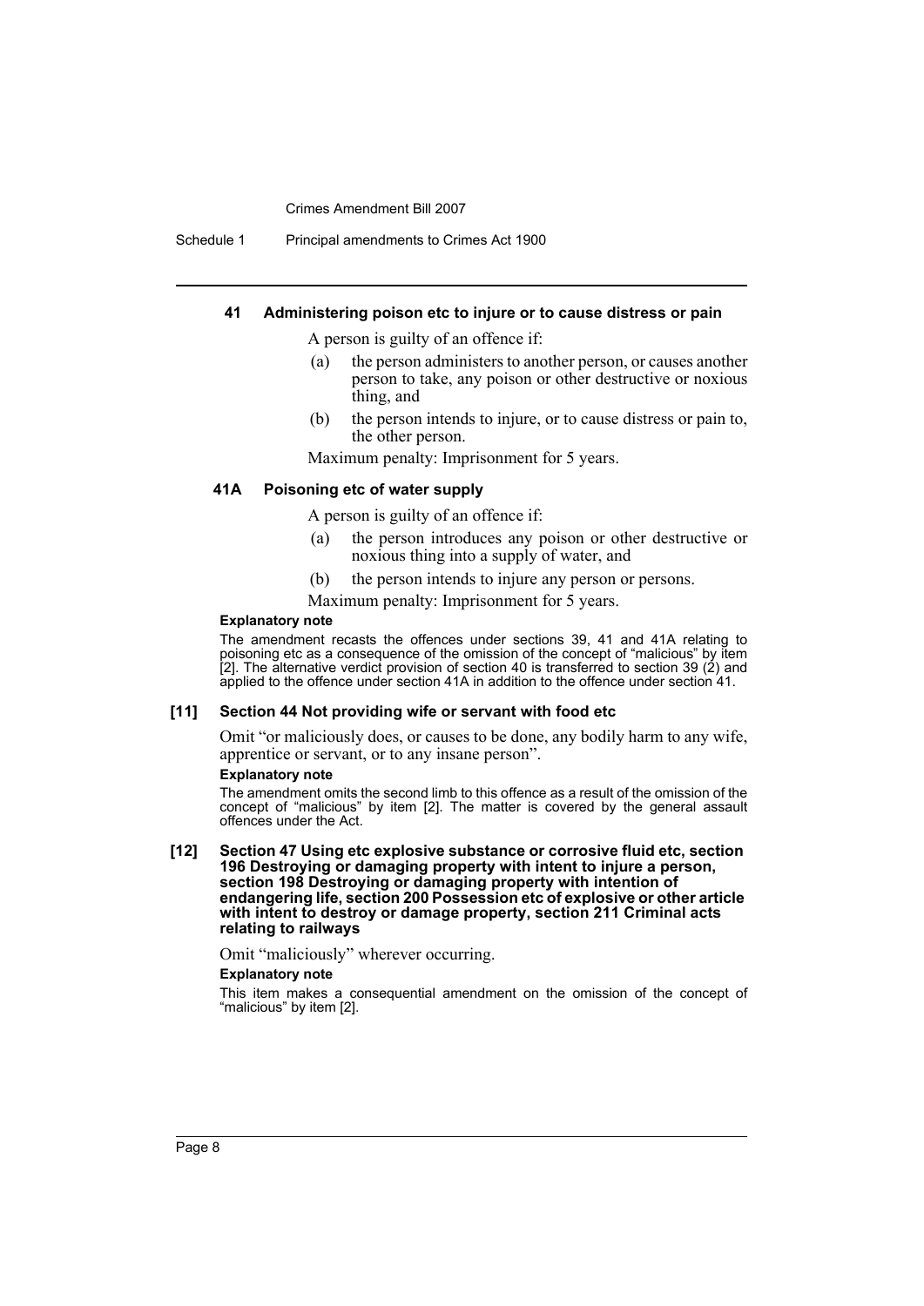### 41 Administering poison etc to injure or to cause distress or pain

A person is guilty of an offence if:

(a) the person administers to another person, or causes another person to take, any poison or other destructive or noxious thing, and

(b) the person intends to injure, or to cause distress or pain to, the other person.

Maximum penalty: Imprisonment for 5 years.

### 41A Poisoning etc of water supply

A person is guilty of an offence if:

(a) the person introduces any poison or other destructive or noxious thing into a supply of water, and

(b) the person intends to injure any person or persons.

Maximum penalty: Imprisonment for 5 years.

**Explanatory note**

The amendment recasts the offences under sections 39, 41 and 41A relating to poisoning etc as a consequence of the omission of the concept of "malicious" by item [2]. The alternative verdict provision of section 40 is transferred to section 39 (2) and applied to the offence under section 41A in addition to the offence under section 41.

### [11] Section 44 Not providing wife or servant with food etc

Omit "or maliciously does, or causes to be done, any bodily harm to any wife, apprentice or servant, or to any insane person".

**Explanatory note**

The amendment omits the second limb to this offence as a result of the omission of the concept of "malicious" by item [2]. The matter is covered by the general assault offences under the Act.

### [12] Section 47 Using etc explosive substance or corrosive fluid etc, section 196 Destroying or damaging property with intent to injure a person, section 198 Destroying or damaging property with intention of endangering life, section 200 Possession etc of explosive or other article with intent to destroy or damage property, section 211 Criminal acts relating to railways

Omit "maliciously" wherever occurring.

**Explanatory note**

This item makes a consequential amendment on the omission of the concept of "malicious" by item [2].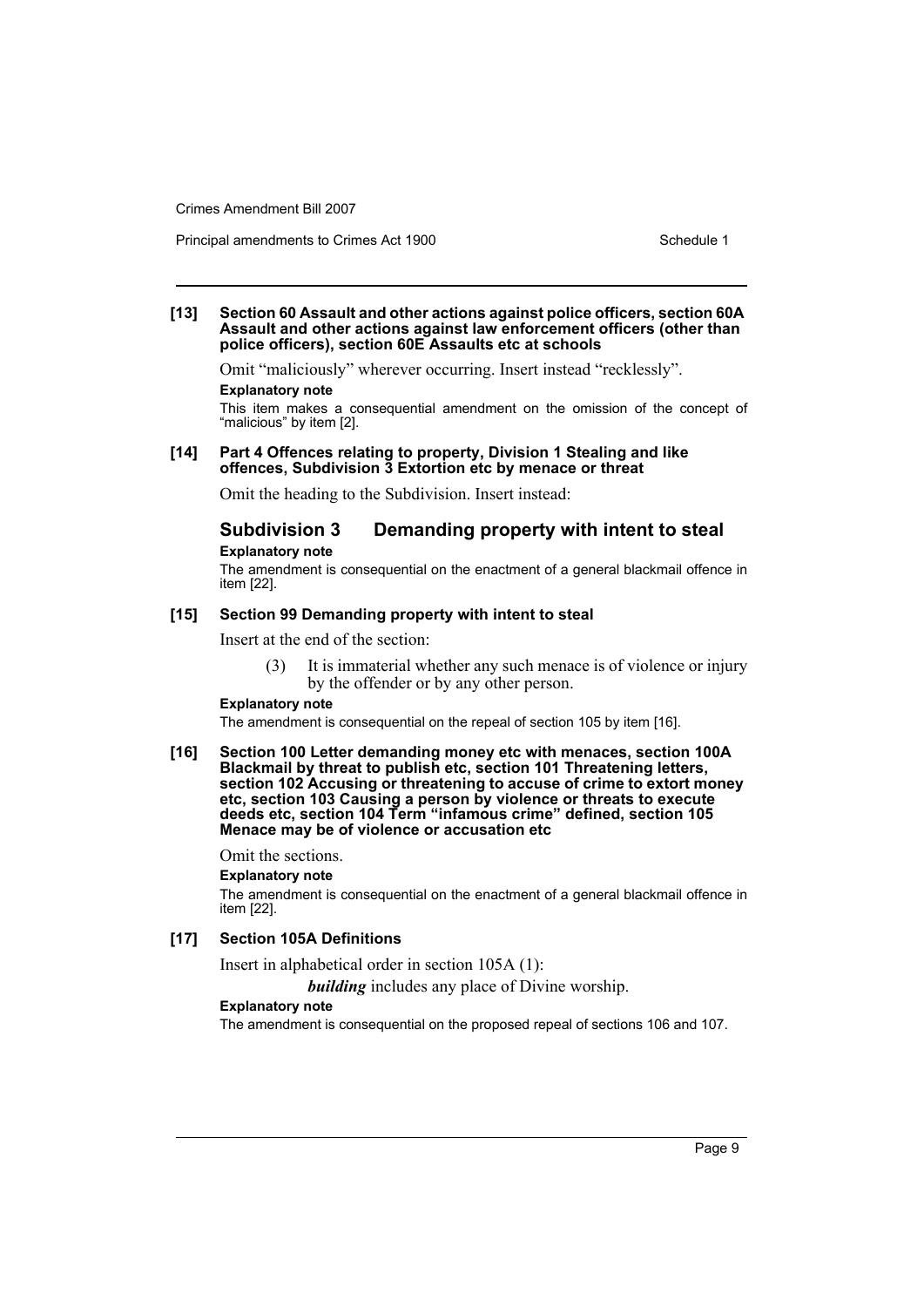**[13] Section 60 Assault and other actions against police officers, section 60A Assault and other actions against law enforcement officers (other than police officers), section 60E Assaults etc at schools**

Omit "maliciously" wherever occurring. Insert instead "recklessly".

**Explanatory note**

This item makes a consequential amendment on the omission of the concept of "malicious" by item [2].

**[14] Part 4 Offences relating to property, Division 1 Stealing and like offences, Subdivision 3 Extortion etc by menace or threat**

Omit the heading to the Subdivision. Insert instead:

## Subdivision 3 Demanding property with intent to steal

**Explanatory note**

The amendment is consequential on the enactment of a general blackmail offence in item [22].

**[15] Section 99 Demanding property with intent to steal**

Insert at the end of the section:

(3) It is immaterial whether any such menace is of violence or injury by the offender or by any other person.

**Explanatory note**

The amendment is consequential on the repeal of section 105 by item [16].

**[16] Section 100 Letter demanding money etc with menaces, section 100A Blackmail by threat to publish etc, section 101 Threatening letters, section 102 Accusing or threatening to accuse of crime to extort money etc, section 103 Causing a person by violence or threats to execute deeds etc, section 104 Term "infamous crime" defined, section 105 Menace may be of violence or accusation etc**

Omit the sections.

**Explanatory note**

The amendment is consequential on the enactment of a general blackmail offence in item [22].

**[17] Section 105A Definitions**

Insert in alphabetical order in section 105A (1):

***building*** includes any place of Divine worship.

**Explanatory note**

The amendment is consequential on the proposed repeal of sections 106 and 107.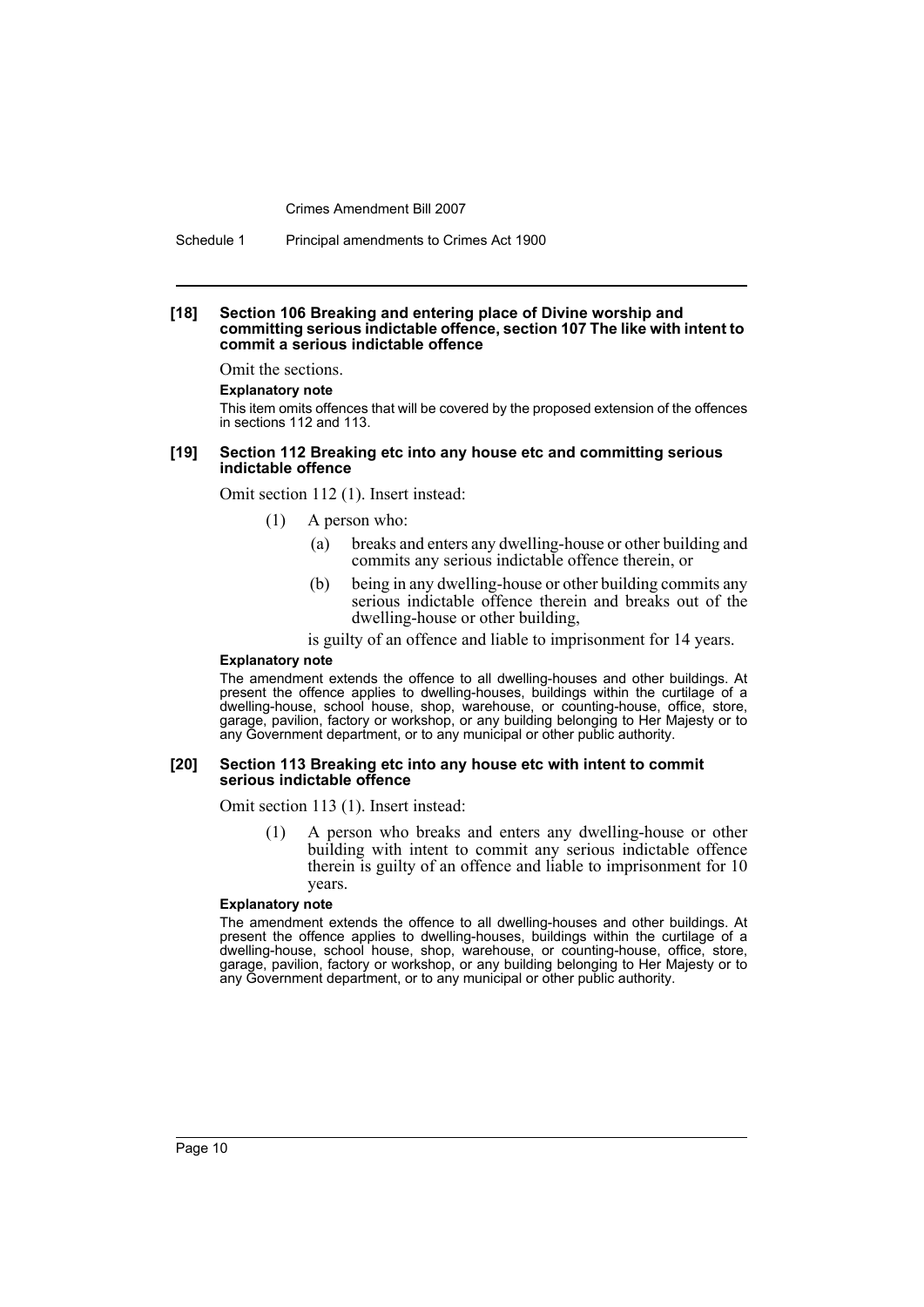**[18] Section 106 Breaking and entering place of Divine worship and committing serious indictable offence, section 107 The like with intent to commit a serious indictable offence**

Omit the sections.

**Explanatory note**

This item omits offences that will be covered by the proposed extension of the offences in sections 112 and 113.

**[19] Section 112 Breaking etc into any house etc and committing serious indictable offence**

Omit section 112 (1). Insert instead:

(1) A person who:

(a) breaks and enters any dwelling-house or other building and commits any serious indictable offence therein, or

(b) being in any dwelling-house or other building commits any serious indictable offence therein and breaks out of the dwelling-house or other building,

is guilty of an offence and liable to imprisonment for 14 years.

**Explanatory note**

The amendment extends the offence to all dwelling-houses and other buildings. At present the offence applies to dwelling-houses, buildings within the curtilage of a dwelling-house, school house, shop, warehouse, or counting-house, office, store, garage, pavilion, factory or workshop, or any building belonging to Her Majesty or to any Government department, or to any municipal or other public authority.

**[20] Section 113 Breaking etc into any house etc with intent to commit serious indictable offence**

Omit section 113 (1). Insert instead:

(1) A person who breaks and enters any dwelling-house or other building with intent to commit any serious indictable offence therein is guilty of an offence and liable to imprisonment for 10 years.

**Explanatory note**

The amendment extends the offence to all dwelling-houses and other buildings. At present the offence applies to dwelling-houses, buildings within the curtilage of a dwelling-house, school house, shop, warehouse, or counting-house, office, store, garage, pavilion, factory or workshop, or any building belonging to Her Majesty or to any Government department, or to any municipal or other public authority.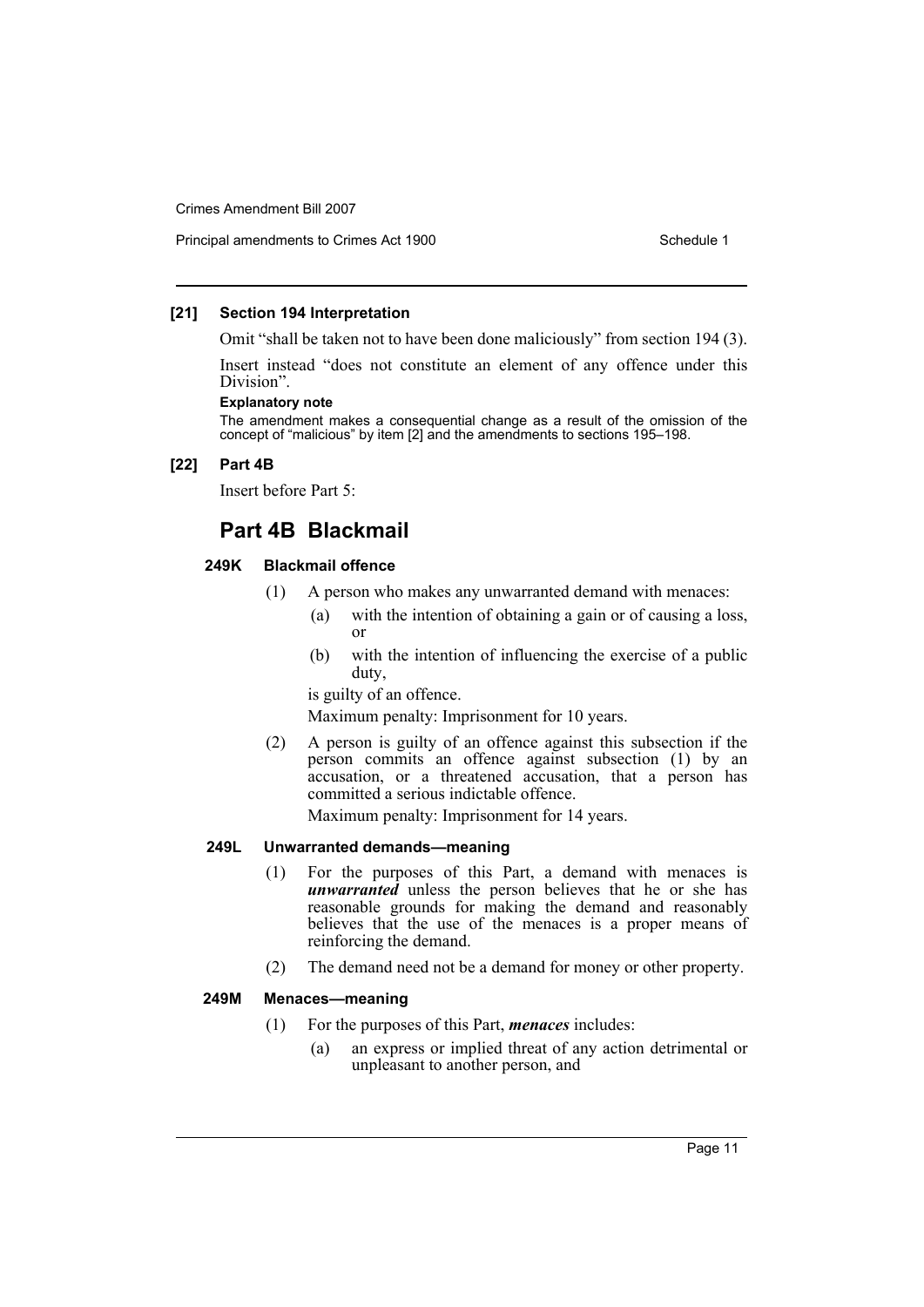**[21] Section 194 Interpretation**

Omit "shall be taken not to have been done maliciously" from section 194 (3).

Insert instead "does not constitute an element of any offence under this Division".

**Explanatory note**

The amendment makes a consequential change as a result of the omission of the concept of "malicious" by item [2] and the amendments to sections 195–198.

**[22] Part 4B**

Insert before Part 5:

## Part 4B Blackmail

### 249K Blackmail offence

(1) A person who makes any unwarranted demand with menaces:

(a) with the intention of obtaining a gain or of causing a loss, or

(b) with the intention of influencing the exercise of a public duty,

is guilty of an offence.

Maximum penalty: Imprisonment for 10 years.

(2) A person is guilty of an offence against this subsection if the person commits an offence against subsection (1) by an accusation, or a threatened accusation, that a person has committed a serious indictable offence.

Maximum penalty: Imprisonment for 14 years.

### 249L Unwarranted demands—meaning

(1) For the purposes of this Part, a demand with menaces is ***unwarranted*** unless the person believes that he or she has reasonable grounds for making the demand and reasonably believes that the use of the menaces is a proper means of reinforcing the demand.

(2) The demand need not be a demand for money or other property.

### 249M Menaces—meaning

(1) For the purposes of this Part, ***menaces*** includes:

(a) an express or implied threat of any action detrimental or unpleasant to another person, and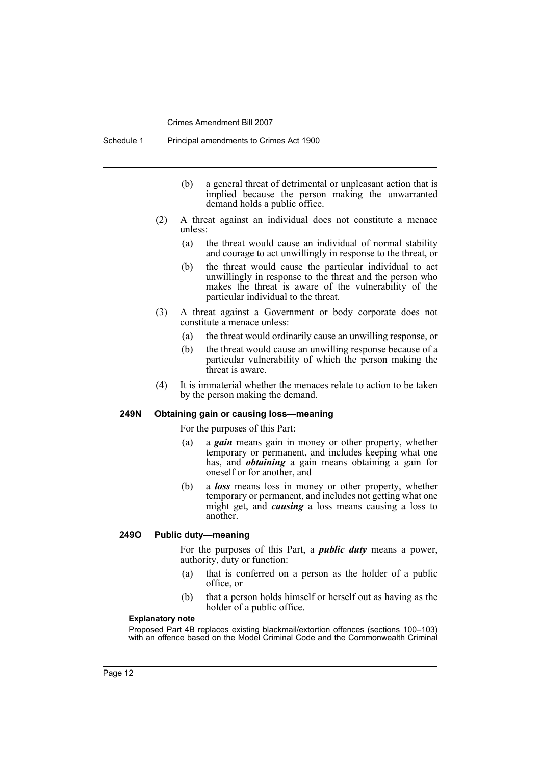(b) a general threat of detrimental or unpleasant action that is implied because the person making the unwarranted demand holds a public office.

(2) A threat against an individual does not constitute a menace unless:

(a) the threat would cause an individual of normal stability and courage to act unwillingly in response to the threat, or

(b) the threat would cause the particular individual to act unwillingly in response to the threat and the person who makes the threat is aware of the vulnerability of the particular individual to the threat.

(3) A threat against a Government or body corporate does not constitute a menace unless:

(a) the threat would ordinarily cause an unwilling response, or

(b) the threat would cause an unwilling response because of a particular vulnerability of which the person making the threat is aware.

(4) It is immaterial whether the menaces relate to action to be taken by the person making the demand.

### 249N Obtaining gain or causing loss—meaning

For the purposes of this Part:

(a) a ***gain*** means gain in money or other property, whether temporary or permanent, and includes keeping what one has, and ***obtaining*** a gain means obtaining a gain for oneself or for another, and

(b) a ***loss*** means loss in money or other property, whether temporary or permanent, and includes not getting what one might get, and ***causing*** a loss means causing a loss to another.

### 249O Public duty—meaning

For the purposes of this Part, a ***public duty*** means a power, authority, duty or function:

(a) that is conferred on a person as the holder of a public office, or

(b) that a person holds himself or herself out as having as the holder of a public office.

**Explanatory note**

Proposed Part 4B replaces existing blackmail/extortion offences (sections 100–103) with an offence based on the Model Criminal Code and the Commonwealth Criminal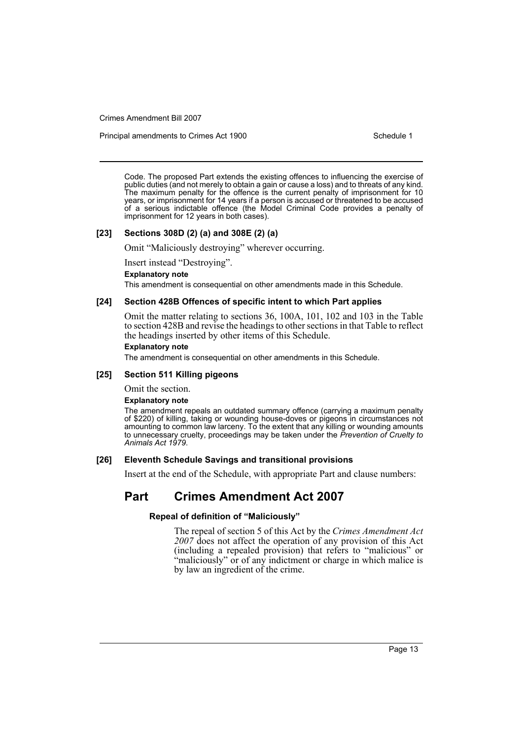Code. The proposed Part extends the existing offences to influencing the exercise of public duties (and not merely to obtain a gain or cause a loss) and to threats of any kind. The maximum penalty for the offence is the current penalty of imprisonment for 10 years, or imprisonment for 14 years if a person is accused or threatened to be accused of a serious indictable offence (the Model Criminal Code provides a penalty of imprisonment for 12 years in both cases).

### [23] Sections 308D (2) (a) and 308E (2) (a)

Omit "Maliciously destroying" wherever occurring.

Insert instead "Destroying".

**Explanatory note**

This amendment is consequential on other amendments made in this Schedule.

### [24] Section 428B Offences of specific intent to which Part applies

Omit the matter relating to sections 36, 100A, 101, 102 and 103 in the Table to section 428B and revise the headings to other sections in that Table to reflect the headings inserted by other items of this Schedule.

**Explanatory note**

The amendment is consequential on other amendments in this Schedule.

### [25] Section 511 Killing pigeons

Omit the section.

**Explanatory note**

The amendment repeals an outdated summary offence (carrying a maximum penalty of $220) of killing, taking or wounding house-doves or pigeons in circumstances not amounting to common law larceny. To the extent that any killing or wounding amounts to unnecessary cruelty, proceedings may be taken under the *Prevention of Cruelty to Animals Act 1979.*

### [26] Eleventh Schedule Savings and transitional provisions

Insert at the end of the Schedule, with appropriate Part and clause numbers:

## Part Crimes Amendment Act 2007

**Repeal of definition of "Maliciously"**

The repeal of section 5 of this Act by the *Crimes Amendment Act 2007* does not affect the operation of any provision of this Act (including a repealed provision) that refers to "malicious" or "maliciously" or of any indictment or charge in which malice is by law an ingredient of the crime.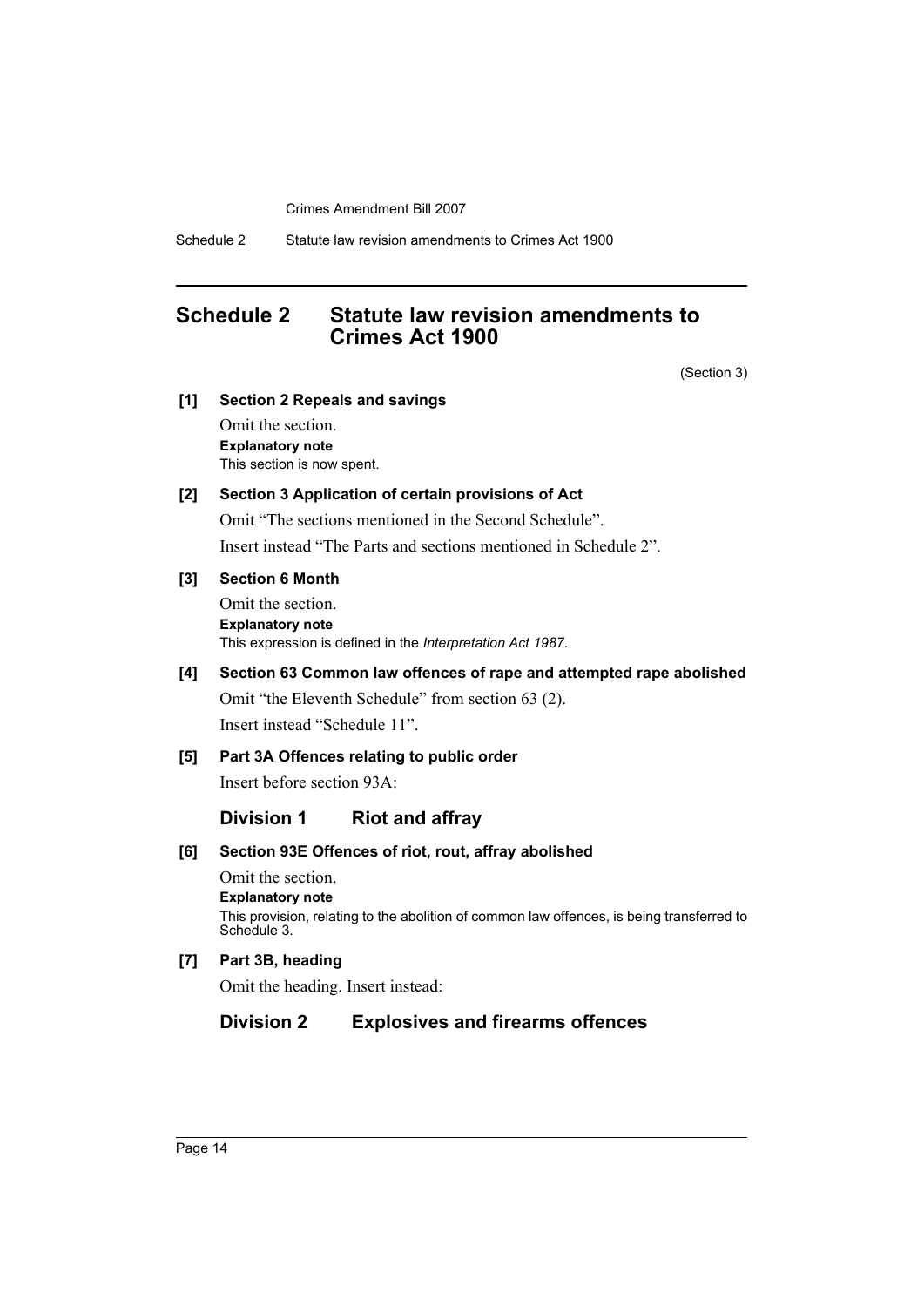# Schedule 2 Statute law revision amendments to Crimes Act 1900

(Section 3)

**[1] Section 2 Repeals and savings**

Omit the section.

**Explanatory note**

This section is now spent.

**[2] Section 3 Application of certain provisions of Act**

Omit "The sections mentioned in the Second Schedule".

Insert instead "The Parts and sections mentioned in Schedule 2".

**[3] Section 6 Month**

Omit the section.

**Explanatory note**

This expression is defined in the *Interpretation Act 1987*.

**[4] Section 63 Common law offences of rape and attempted rape abolished**

Omit "the Eleventh Schedule" from section 63 (2).

Insert instead "Schedule 11".

**[5] Part 3A Offences relating to public order**

Insert before section 93A:

## Division 1 Riot and affray

**[6] Section 93E Offences of riot, rout, affray abolished**

Omit the section.

**Explanatory note**

This provision, relating to the abolition of common law offences, is being transferred to Schedule 3.

**[7] Part 3B, heading**

Omit the heading. Insert instead:

## Division 2 Explosives and firearms offences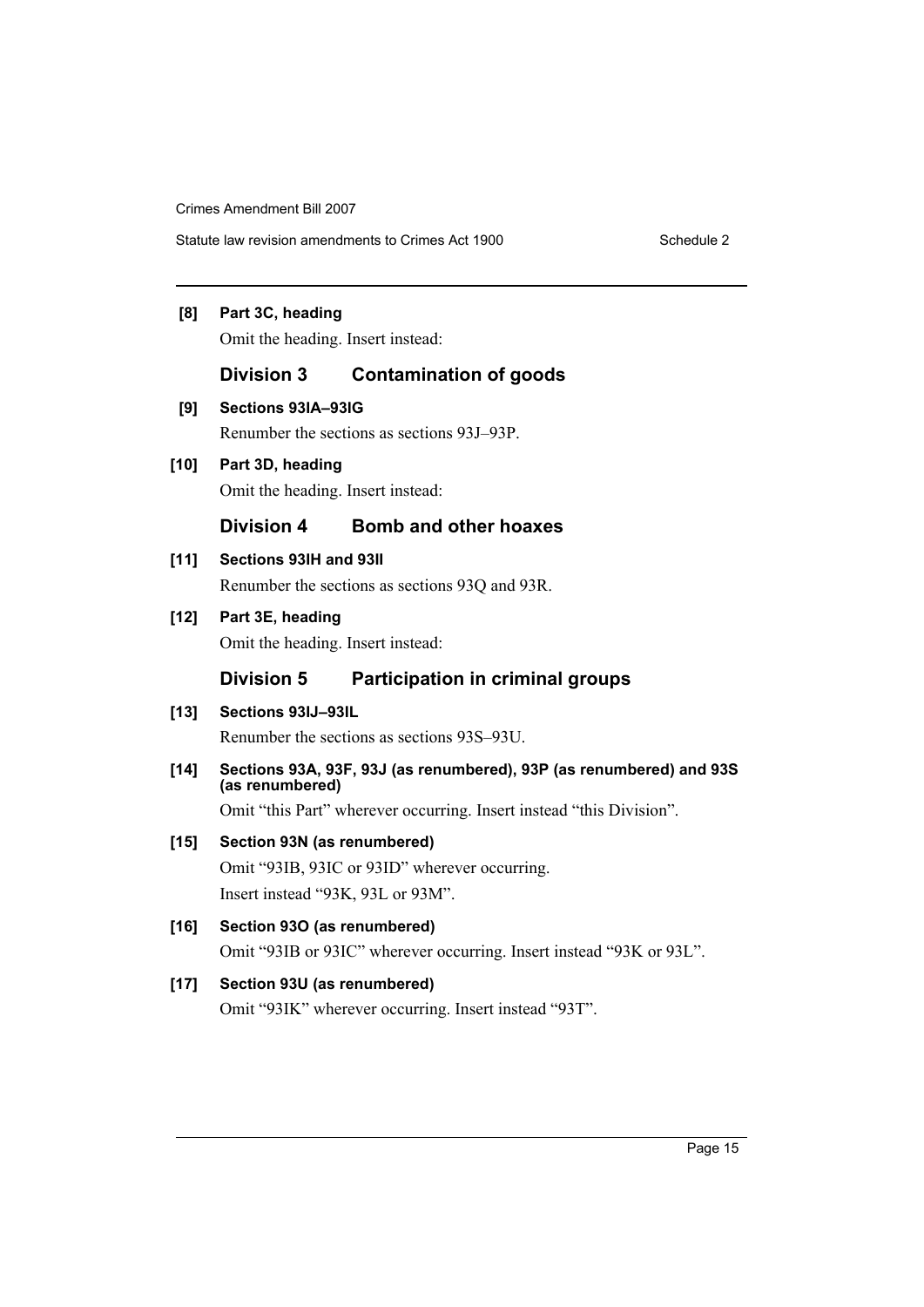**[8] Part 3C, heading**

Omit the heading. Insert instead:

## Division 3 Contamination of goods

**[9] Sections 93IA–93IG**

Renumber the sections as sections 93J–93P.

**[10] Part 3D, heading**

Omit the heading. Insert instead:

## Division 4 Bomb and other hoaxes

**[11] Sections 93IH and 93II**

Renumber the sections as sections 93Q and 93R.

**[12] Part 3E, heading**

Omit the heading. Insert instead:

## Division 5 Participation in criminal groups

**[13] Sections 93IJ–93IL**

Renumber the sections as sections 93S–93U.

**[14] Sections 93A, 93F, 93J (as renumbered), 93P (as renumbered) and 93S (as renumbered)**

Omit "this Part" wherever occurring. Insert instead "this Division".

**[15] Section 93N (as renumbered)**

Omit "93IB, 93IC or 93ID" wherever occurring.

Insert instead "93K, 93L or 93M".

**[16] Section 93O (as renumbered)**

Omit "93IB or 93IC" wherever occurring. Insert instead "93K or 93L".

**[17] Section 93U (as renumbered)**

Omit "93IK" wherever occurring. Insert instead "93T".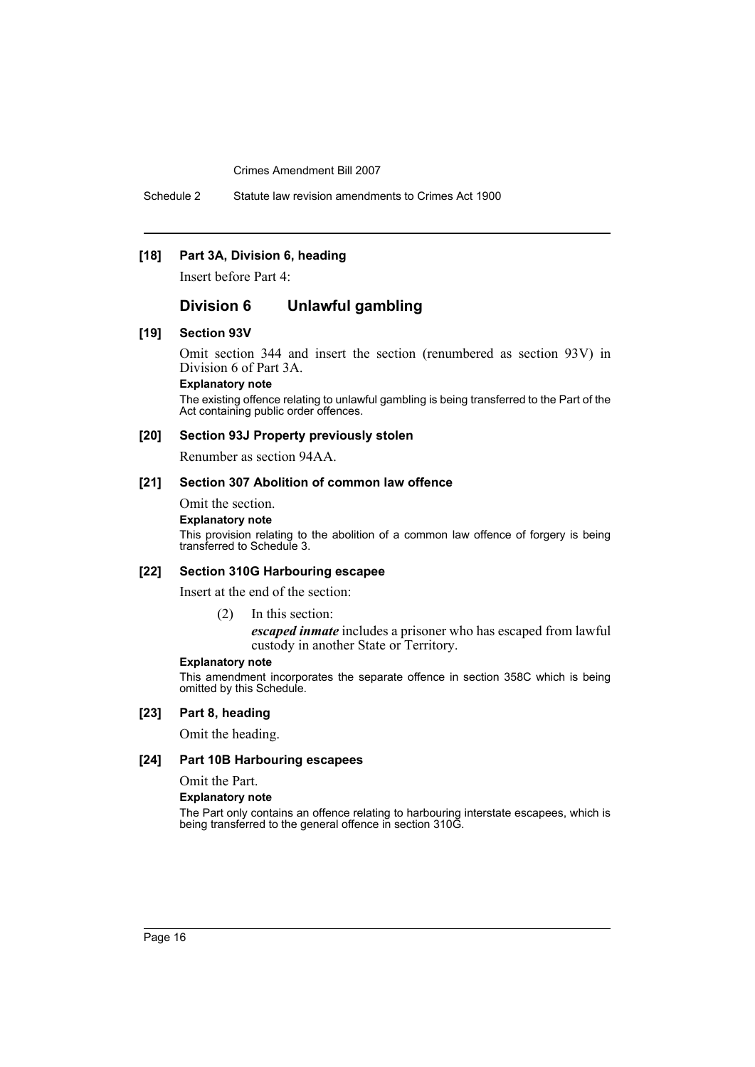**[18] Part 3A, Division 6, heading**

Insert before Part 4:

## Division 6 Unlawful gambling

**[19] Section 93V**

Omit section 344 and insert the section (renumbered as section 93V) in Division 6 of Part 3A.

**Explanatory note**

The existing offence relating to unlawful gambling is being transferred to the Part of the Act containing public order offences.

**[20] Section 93J Property previously stolen**

Renumber as section 94AA.

**[21] Section 307 Abolition of common law offence**

Omit the section.

**Explanatory note**

This provision relating to the abolition of a common law offence of forgery is being transferred to Schedule 3.

**[22] Section 310G Harbouring escapee**

Insert at the end of the section:

(2) In this section:

***escaped inmate*** includes a prisoner who has escaped from lawful custody in another State or Territory.

**Explanatory note**

This amendment incorporates the separate offence in section 358C which is being omitted by this Schedule.

**[23] Part 8, heading**

Omit the heading.

**[24] Part 10B Harbouring escapees**

Omit the Part.

**Explanatory note**

The Part only contains an offence relating to harbouring interstate escapees, which is being transferred to the general offence in section 310G.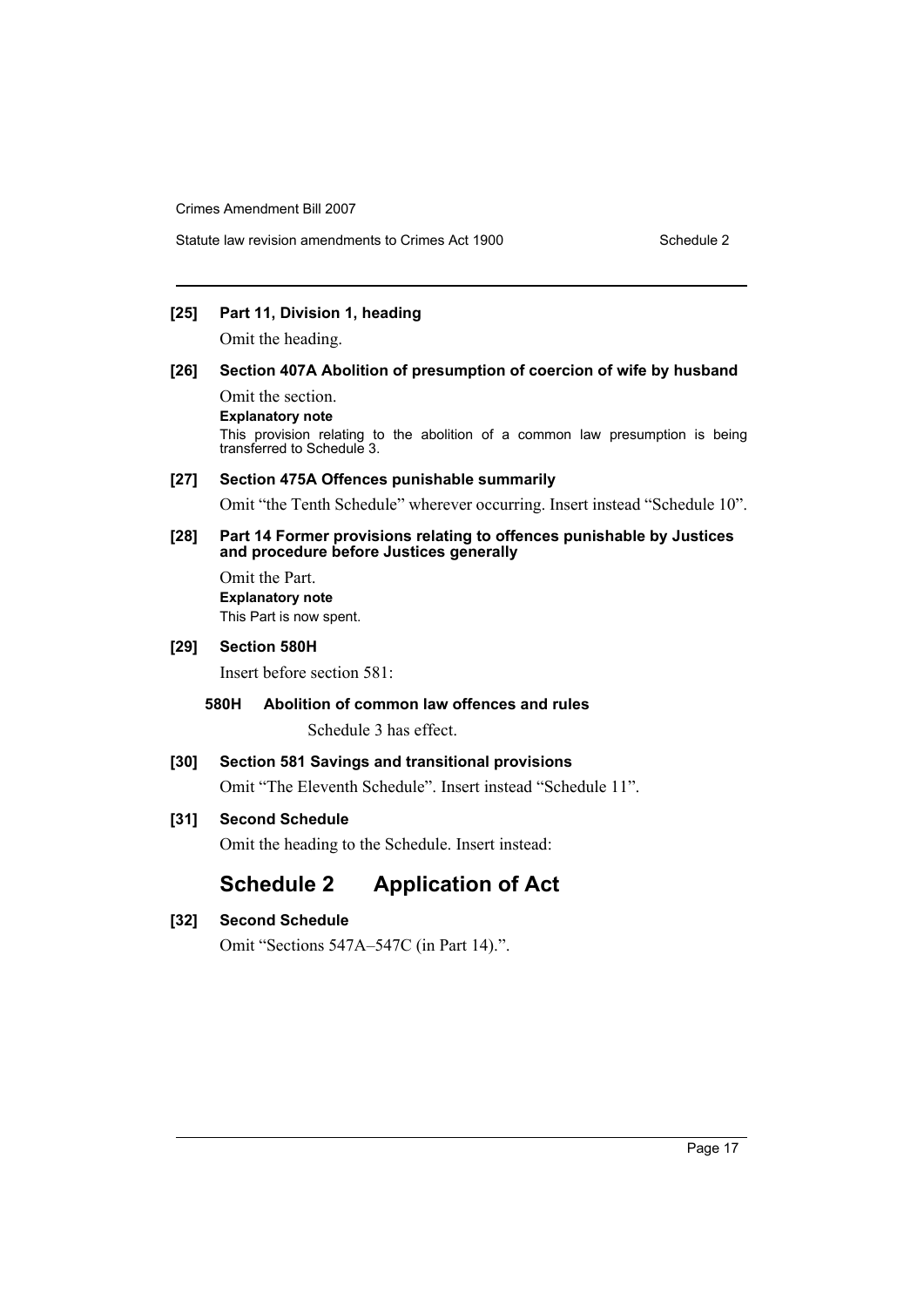**[25] Part 11, Division 1, heading**

Omit the heading.

**[26] Section 407A Abolition of presumption of coercion of wife by husband**

Omit the section.

**Explanatory note**

This provision relating to the abolition of a common law presumption is being transferred to Schedule 3.

**[27] Section 475A Offences punishable summarily**

Omit "the Tenth Schedule" wherever occurring. Insert instead "Schedule 10".

**[28] Part 14 Former provisions relating to offences punishable by Justices and procedure before Justices generally**

Omit the Part.

**Explanatory note**

This Part is now spent.

**[29] Section 580H**

Insert before section 581:

**580H Abolition of common law offences and rules**

Schedule 3 has effect.

**[30] Section 581 Savings and transitional provisions**

Omit "The Eleventh Schedule". Insert instead "Schedule 11".

**[31] Second Schedule**

Omit the heading to the Schedule. Insert instead:

## Schedule 2 Application of Act

**[32] Second Schedule**

Omit "Sections 547A–547C (in Part 14).".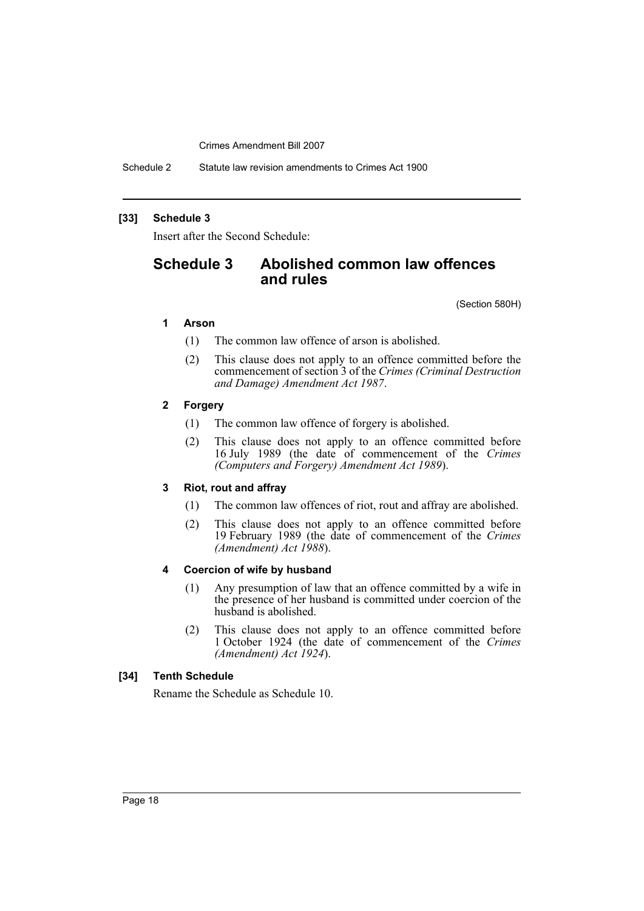**[33] Schedule 3**

Insert after the Second Schedule:

## Schedule 3 Abolished common law offences and rules

(Section 580H)

**1 Arson**

(1) The common law offence of arson is abolished.

(2) This clause does not apply to an offence committed before the commencement of section 3 of the *Crimes (Criminal Destruction and Damage) Amendment Act 1987*.

**2 Forgery**

(1) The common law offence of forgery is abolished.

(2) This clause does not apply to an offence committed before 16 July 1989 (the date of commencement of the *Crimes (Computers and Forgery) Amendment Act 1989*).

**3 Riot, rout and affray**

(1) The common law offences of riot, rout and affray are abolished.

(2) This clause does not apply to an offence committed before 19 February 1989 (the date of commencement of the *Crimes (Amendment) Act 1988*).

**4 Coercion of wife by husband**

(1) Any presumption of law that an offence committed by a wife in the presence of her husband is committed under coercion of the husband is abolished.

(2) This clause does not apply to an offence committed before 1 October 1924 (the date of commencement of the *Crimes (Amendment) Act 1924*).

**[34] Tenth Schedule**

Rename the Schedule as Schedule 10.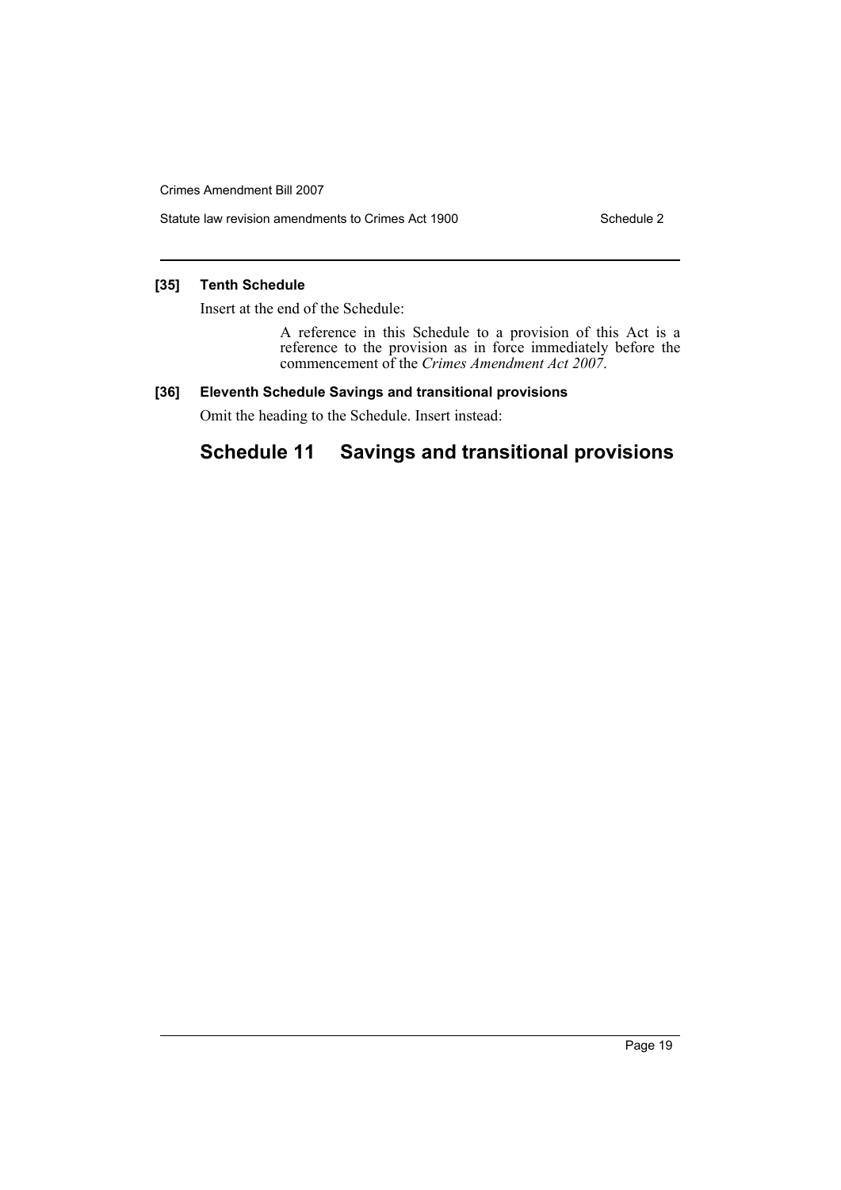**[35] Tenth Schedule**

Insert at the end of the Schedule:

> A reference in this Schedule to a provision of this Act is a reference to the provision as in force immediately before the commencement of the *Crimes Amendment Act 2007*.

**[36] Eleventh Schedule Savings and transitional provisions**

Omit the heading to the Schedule. Insert instead:

# Schedule 11 Savings and transitional provisions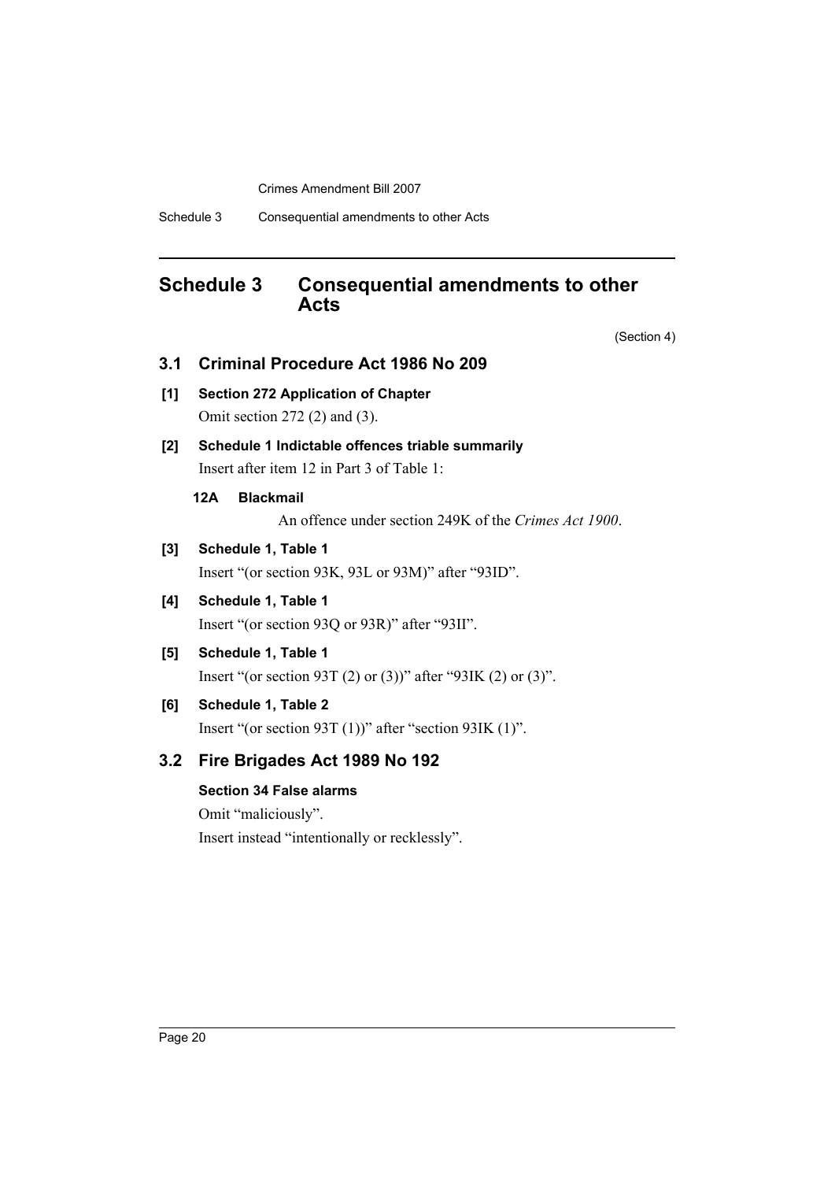# Schedule 3 Consequential amendments to other Acts

(Section 4)

## 3.1 Criminal Procedure Act 1986 No 209

**[1] Section 272 Application of Chapter**

Omit section 272 (2) and (3).

**[2] Schedule 1 Indictable offences triable summarily**

Insert after item 12 in Part 3 of Table 1:

**12A Blackmail**

An offence under section 249K of the *Crimes Act 1900*.

**[3] Schedule 1, Table 1**

Insert "(or section 93K, 93L or 93M)" after "93ID".

**[4] Schedule 1, Table 1**

Insert "(or section 93Q or 93R)" after "93II".

**[5] Schedule 1, Table 1**

Insert "(or section 93T (2) or (3))" after "93IK (2) or (3)".

**[6] Schedule 1, Table 2**

Insert "(or section 93T (1))" after "section 93IK (1)".

## 3.2 Fire Brigades Act 1989 No 192

**Section 34 False alarms**

Omit "maliciously".

Insert instead "intentionally or recklessly".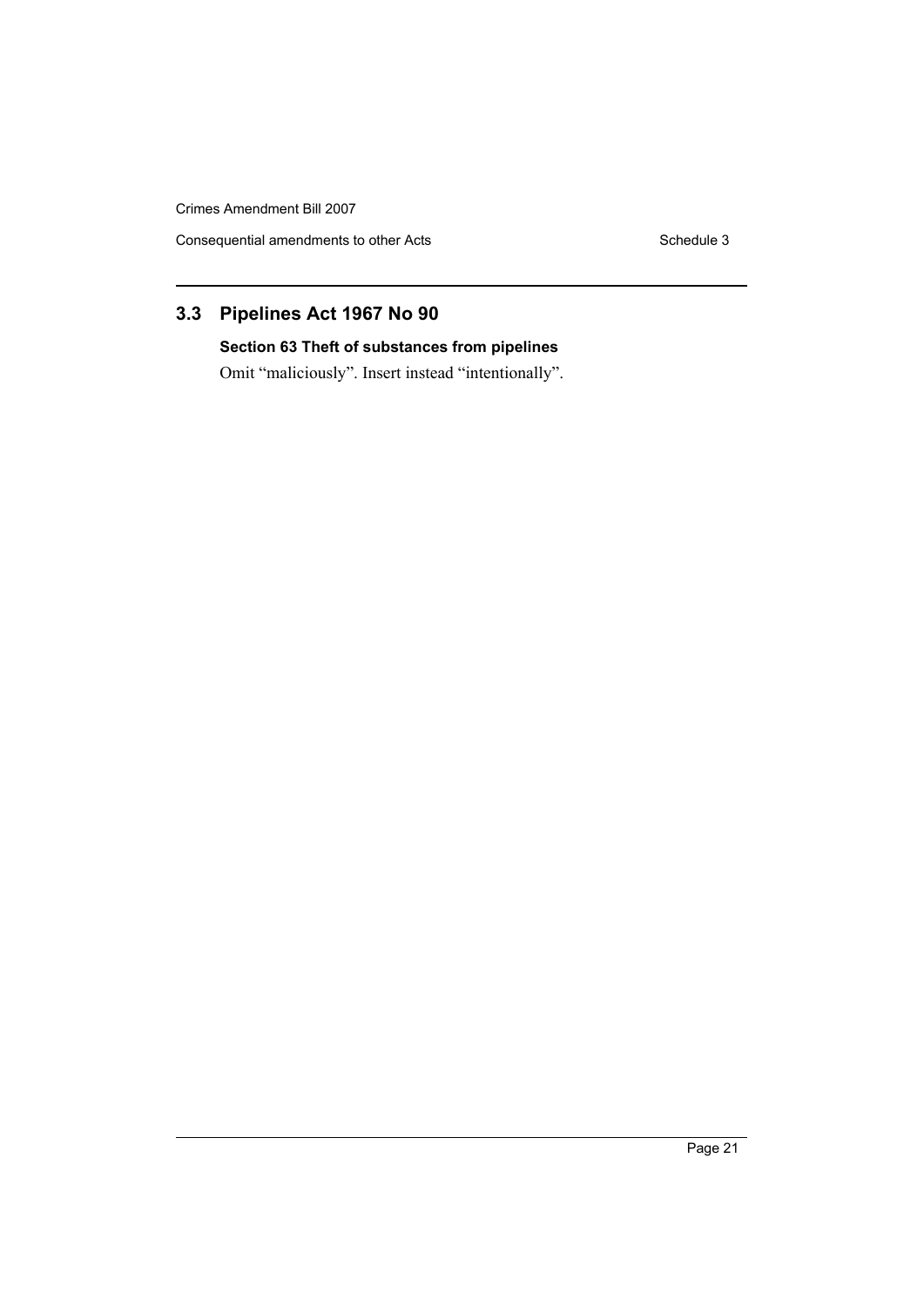## 3.3 Pipelines Act 1967 No 90

**Section 63 Theft of substances from pipelines**

Omit "maliciously". Insert instead "intentionally".